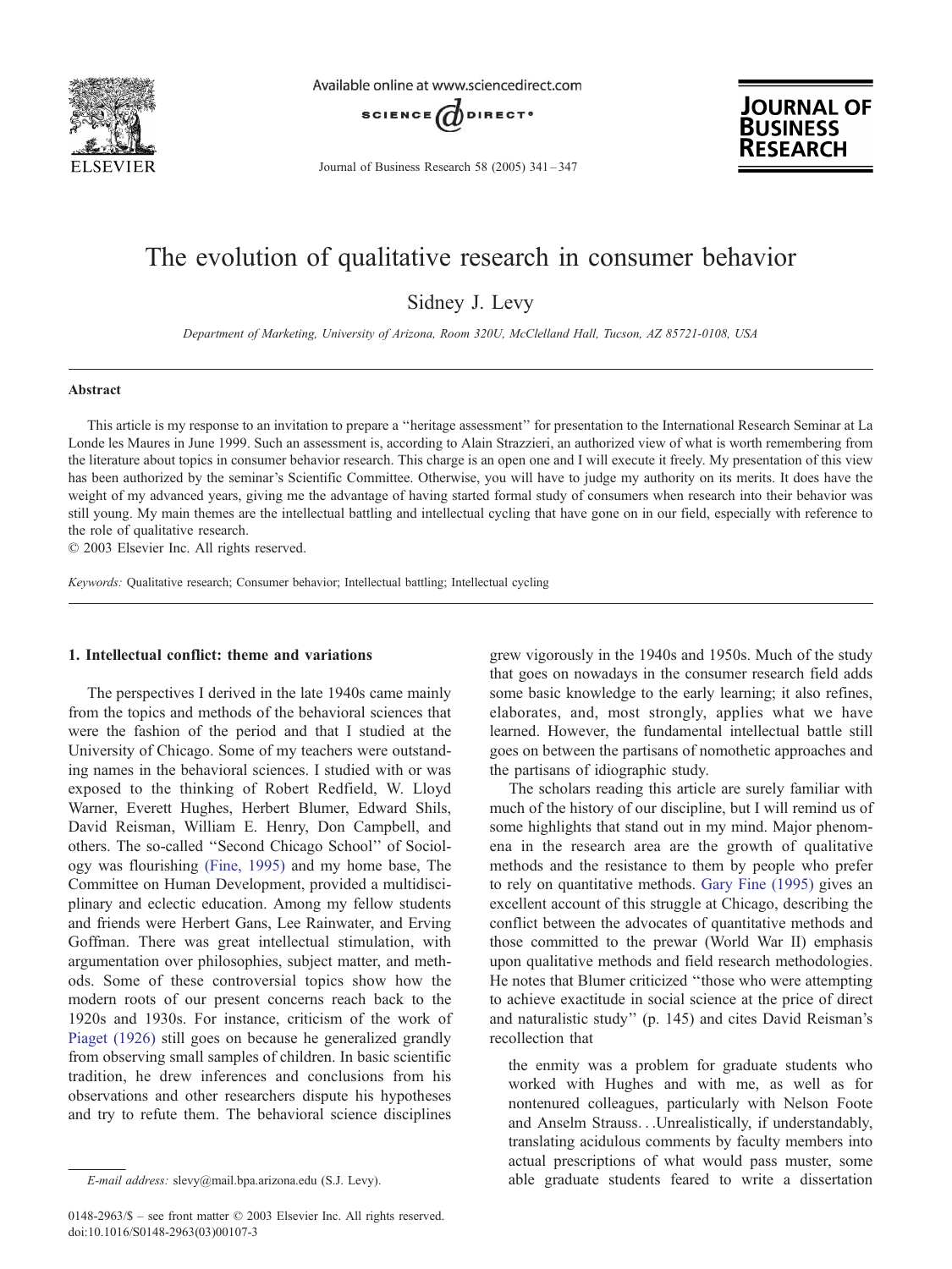# The evolution of qualitative research in consumer behavior

Sidney J. Levy

*Department of Marketing, University of Arizona, Room 320U, McClelland Hall, Tucson, AZ 85721-0108, USA*

## Abstract

This article is my response to an invitation to prepare a "heritage assessment" for presentation to the International Research Seminar at La Londe les Maures in June 1999. Such an assessment is, according to Alain Strazzieri, an authorized view of what is worth remembering from the literature about topics in consumer behavior research. This charge is an open one and I will execute it freely. My presentation of this view has been authorized by the seminar's Scientific Committee. Otherwise, you will have to judge my authority on its merits. It does have the weight of my advanced years, giving me the advantage of having started formal study of consumers when research into their behavior was still young. My main themes are the intellectual battling and intellectual cycling that have gone on in our field, especially with reference to the role of qualitative research.

© 2003 Elsevier Inc. All rights reserved.

*Keywords:* Qualitative research; Consumer behavior; Intellectual battling; Intellectual cycling

## 1. Intellectual conflict: theme and variations

The perspectives I derived in the late 1940s came mainly from the topics and methods of the behavioral sciences that were the fashion of the period and that I studied at the University of Chicago. Some of my teachers were outstanding names in the behavioral sciences. I studied with or was exposed to the thinking of Robert Redfield, W. Lloyd Warner, Everett Hughes, Herbert Blumer, Edward Shils, David Reisman, William E. Henry, Don Campbell, and others. The so-called "Second Chicago School" of Sociology was flourishing (Fine, 1995) and my home base, The Committee on Human Development, provided a multidisciplinary and eclectic education. Among my fellow students and friends were Herbert Gans, Lee Rainwater, and Erving Goffman. There was great intellectual stimulation, with argumentation over philosophies, subject matter, and methods. Some of these controversial topics show how the modern roots of our present concerns reach back to the 1920s and 1930s. For instance, criticism of the work of Piaget (1926) still goes on because he generalized grandly from observing small samples of children. In basic scientific tradition, he drew inferences and conclusions from his observations and other researchers dispute his hypotheses and try to refute them. The behavioral science disciplines grew vigorously in the 1940s and 1950s. Much of the study that goes on nowadays in the consumer research field adds some basic knowledge to the early learning; it also refines, elaborates, and, most strongly, applies what we have learned. However, the fundamental intellectual battle still goes on between the partisans of nomothetic approaches and the partisans of idiographic study.

The scholars reading this article are surely familiar with much of the history of our discipline, but I will remind us of some highlights that stand out in my mind. Major phenomena in the research area are the growth of qualitative methods and the resistance to them by people who prefer to rely on quantitative methods. Gary Fine (1995) gives an excellent account of this struggle at Chicago, describing the conflict between the advocates of quantitative methods and those committed to the prewar (World War II) emphasis upon qualitative methods and field research methodologies. He notes that Blumer criticized "those who were attempting to achieve exactitude in social science at the price of direct and naturalistic study" (p. 145) and cites David Reisman's recollection that

> the enmity was a problem for graduate students who worked with Hughes and with me, as well as for nontenured colleagues, particularly with Nelson Foote and Anselm Strauss...Unrealistically, if understandably, translating acidulous comments by faculty members into actual prescriptions of what would pass muster, some able graduate students feared to write a dissertation

E-mail address: slevy@mail.bpa.arizona.edu (S.J. Levy).

0148-2963/$ – see front matter © 2003 Elsevier Inc. All rights reserved.
doi:10.1016/S0148-2963(03)00107-3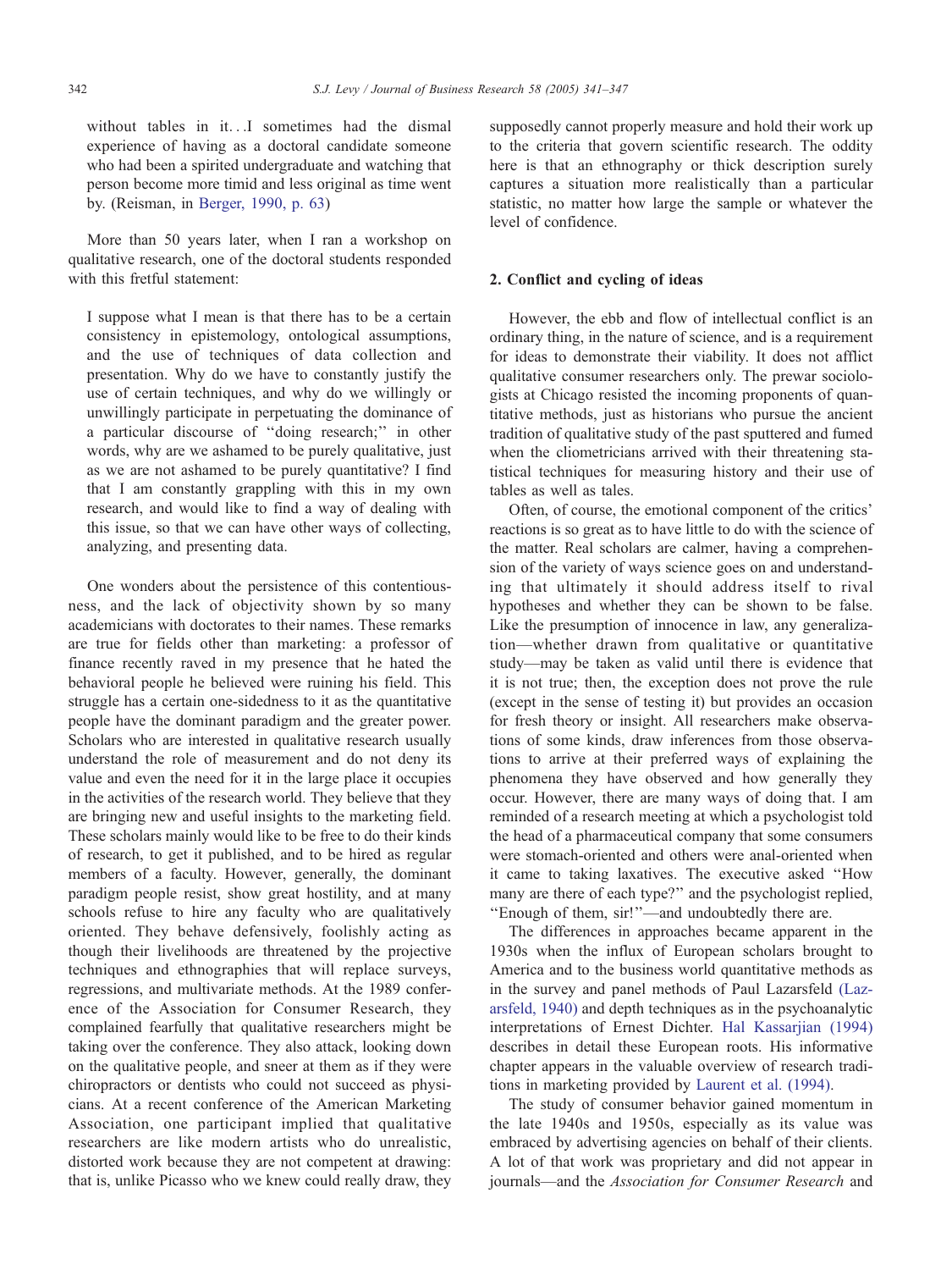without tables in it. . .I sometimes had the dismal experience of having as a doctoral candidate someone who had been a spirited undergraduate and watching that person become more timid and less original as time went by. (Reisman, in Berger, 1990, p. 63)

More than 50 years later, when I ran a workshop on qualitative research, one of the doctoral students responded with this fretful statement:

> I suppose what I mean is that there has to be a certain consistency in epistemology, ontological assumptions, and the use of techniques of data collection and presentation. Why do we have to constantly justify the use of certain techniques, and why do we willingly or unwillingly participate in perpetuating the dominance of a particular discourse of ''doing research;'' in other words, why are we ashamed to be purely qualitative, just as we are not ashamed to be purely quantitative? I find that I am constantly grappling with this in my own research, and would like to find a way of dealing with this issue, so that we can have other ways of collecting, analyzing, and presenting data.

One wonders about the persistence of this contentiousness, and the lack of objectivity shown by so many academicians with doctorates to their names. These remarks are true for fields other than marketing: a professor of finance recently raved in my presence that he hated the behavioral people he believed were ruining his field. This struggle has a certain one-sidedness to it as the quantitative people have the dominant paradigm and the greater power. Scholars who are interested in qualitative research usually understand the role of measurement and do not deny its value and even the need for it in the large place it occupies in the activities of the research world. They believe that they are bringing new and useful insights to the marketing field. These scholars mainly would like to be free to do their kinds of research, to get it published, and to be hired as regular members of a faculty. However, generally, the dominant paradigm people resist, show great hostility, and at many schools refuse to hire any faculty who are qualitatively oriented. They behave defensively, foolishly acting as though their livelihoods are threatened by the projective techniques and ethnographies that will replace surveys, regressions, and multivariate methods. At the 1989 conference of the Association for Consumer Research, they complained fearfully that qualitative researchers might be taking over the conference. They also attack, looking down on the qualitative people, and sneer at them as if they were chiropractors or dentists who could not succeed as physicians. At a recent conference of the American Marketing Association, one participant implied that qualitative researchers are like modern artists who do unrealistic, distorted work because they are not competent at drawing: that is, unlike Picasso who we knew could really draw, they supposedly cannot properly measure and hold their work up to the criteria that govern scientific research. The oddity here is that an ethnography or thick description surely captures a situation more realistically than a particular statistic, no matter how large the sample or whatever the level of confidence.

## 2. Conflict and cycling of ideas

However, the ebb and flow of intellectual conflict is an ordinary thing, in the nature of science, and is a requirement for ideas to demonstrate their viability. It does not afflict qualitative consumer researchers only. The prewar sociologists at Chicago resisted the incoming proponents of quantitative methods, just as historians who pursue the ancient tradition of qualitative study of the past sputtered and fumed when the cliometricians arrived with their threatening statistical techniques for measuring history and their use of tables as well as tales.

Often, of course, the emotional component of the critics' reactions is so great as to have little to do with the science of the matter. Real scholars are calmer, having a comprehension of the variety of ways science goes on and understanding that ultimately it should address itself to rival hypotheses and whether they can be shown to be false. Like the presumption of innocence in law, any generalization—whether drawn from qualitative or quantitative study—may be taken as valid until there is evidence that it is not true; then, the exception does not prove the rule (except in the sense of testing it) but provides an occasion for fresh theory or insight. All researchers make observations of some kinds, draw inferences from those observations to arrive at their preferred ways of explaining the phenomena they have observed and how generally they occur. However, there are many ways of doing that. I am reminded of a research meeting at which a psychologist told the head of a pharmaceutical company that some consumers were stomach-oriented and others were anal-oriented when it came to taking laxatives. The executive asked ''How many are there of each type?'' and the psychologist replied, ''Enough of them, sir!''—and undoubtedly there are.

The differences in approaches became apparent in the 1930s when the influx of European scholars brought to America and to the business world quantitative methods as in the survey and panel methods of Paul Lazarsfeld (Lazarsfeld, 1940) and depth techniques as in the psychoanalytic interpretations of Ernest Dichter. Hal Kassarjian (1994) describes in detail these European roots. His informative chapter appears in the valuable overview of research traditions in marketing provided by Laurent et al. (1994).

The study of consumer behavior gained momentum in the late 1940s and 1950s, especially as its value was embraced by advertising agencies on behalf of their clients. A lot of that work was proprietary and did not appear in journals—and the *Association for Consumer Research* and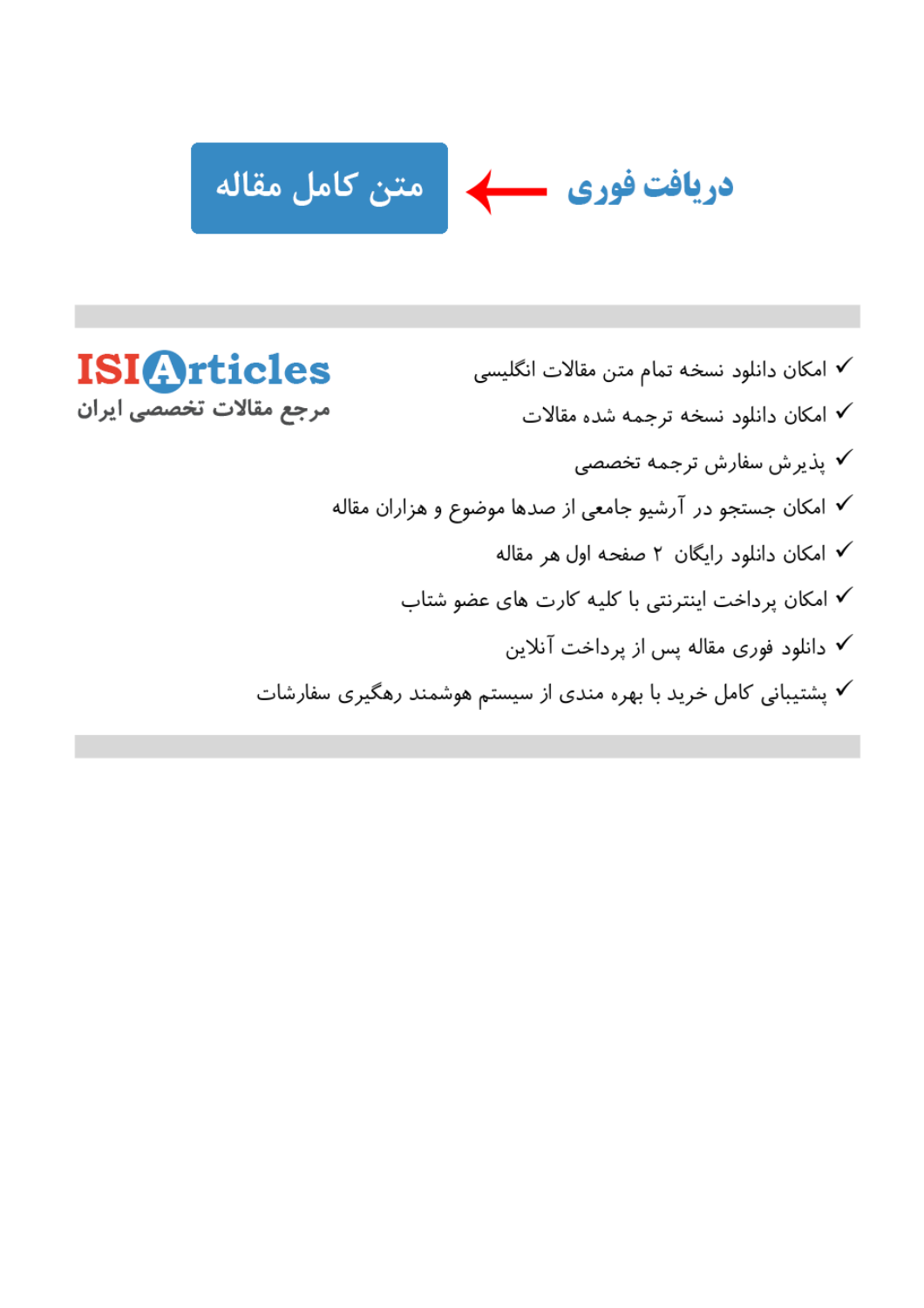دریافت فوری ← متن کامل مقاله

**ISIArticles**
مرجع مقالات تخصصی ایران

- ✓ امکان دانلود نسخه تمام متن مقالات انگلیسی
- ✓ امکان دانلود نسخه ترجمه شده مقالات
- ✓ پذیرش سفارش ترجمه تخصصی
- ✓ امکان جستجو در آرشیو جامعی از صدها موضوع و هزاران مقاله
- ✓ امکان دانلود رایگان ۲ صفحه اول هر مقاله
- ✓ امکان پرداخت اینترنتی با کلیه کارت های عضو شتاب
- ✓ دانلود فوری مقاله پس از پرداخت آنلاین
- ✓ پشتیبانی کامل خرید با بهره مندی از سیستم هوشمند رهگیری سفارشات